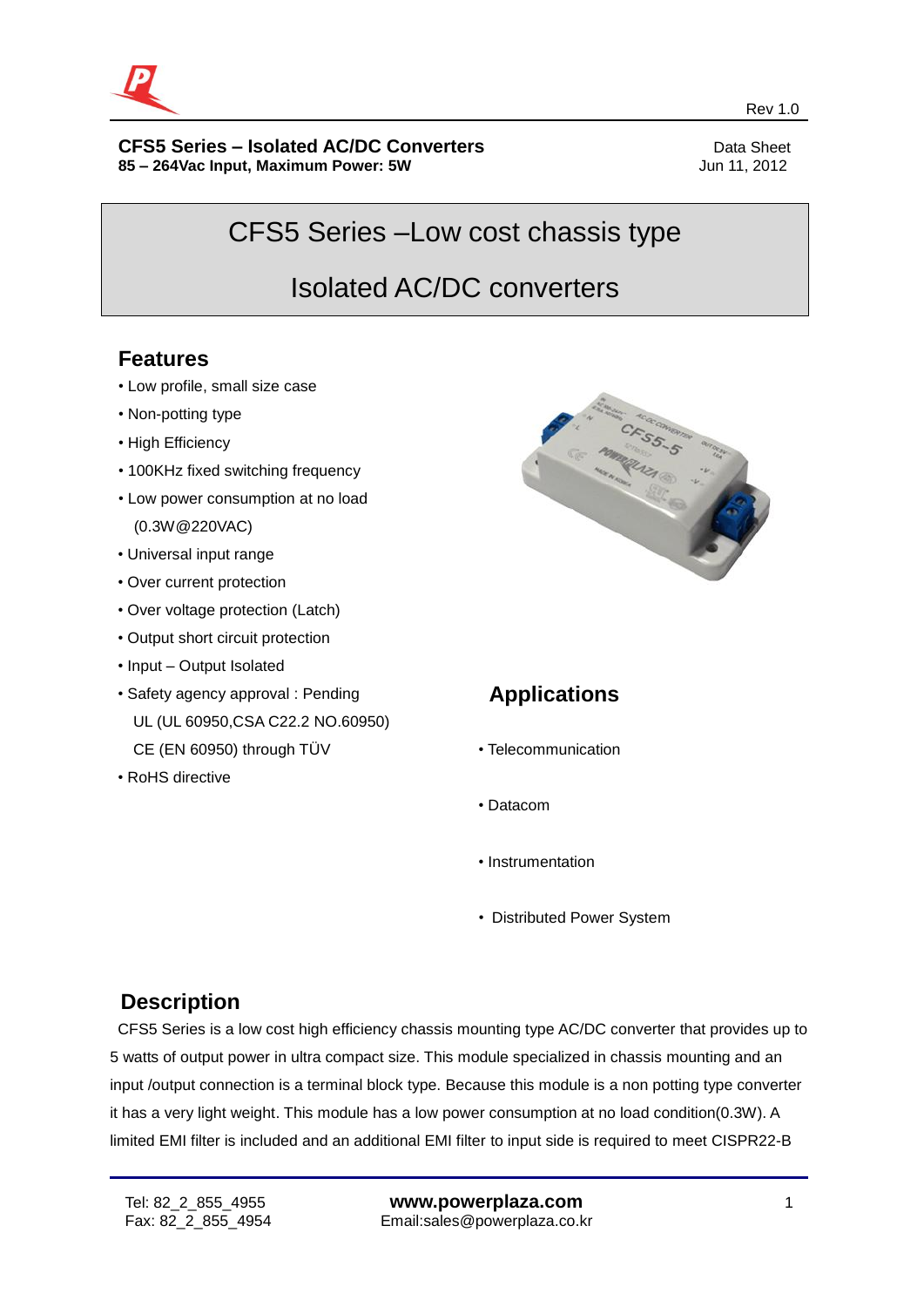**CFS5 Series – Isolated AC/DC Converters**
**85 – 264Vac Input, Maximum Power: 5W**

Data Sheet
Jun 11, 2012

Rev 1.0

# CFS5 Series –Low cost chassis type

# Isolated AC/DC converters

## Features

- Low profile, small size case
- Non-potting type
- High Efficiency
- 100KHz fixed switching frequency
- Low power consumption at no load (0.3W@220VAC)
- Universal input range
- Over current protection
- Over voltage protection (Latch)
- Output short circuit protection
- Input – Output Isolated
- Safety agency approval : Pending
  UL (UL 60950,CSA C22.2 NO.60950)
  CE (EN 60950) through TÜV
- RoHS directive

## Applications

- Telecommunication
- Datacom
- Instrumentation
- Distributed Power System

## Description

CFS5 Series is a low cost high efficiency chassis mounting type AC/DC converter that provides up to 5 watts of output power in ultra compact size. This module specialized in chassis mounting and an input /output connection is a terminal block type. Because this module is a non potting type converter it has a very light weight. This module has a low power consumption at no load condition(0.3W). A limited EMI filter is included and an additional EMI filter to input side is required to meet CISPR22-B

Tel: 82_2_855_4955
Fax: 82_2_855_4954

**www.powerplaza.com**
Email:sales@powerplaza.co.kr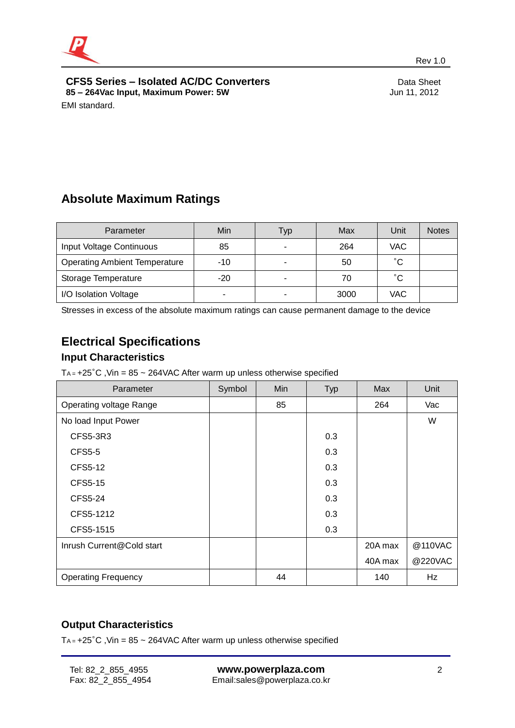EMI standard.

## Absolute Maximum Ratings

| Parameter | Min | Typ | Max | Unit | Notes |
|---|---|---|---|---|---|
| Input Voltage Continuous | 85 | - | 264 | VAC | |
| Operating Ambient Temperature | -10 | - | 50 | ˚C | |
| Storage Temperature | -20 | - | 70 | ˚C | |
| I/O Isolation Voltage | - | - | 3000 | VAC | |

Stresses in excess of the absolute maximum ratings can cause permanent damage to the device

## Electrical Specifications

### Input Characteristics

$T_A$ = +25˚C ,Vin = 85 ~ 264VAC After warm up unless otherwise specified

| Parameter | Symbol | Min | Typ | Max | Unit |
|---|---|---|---|---|---|
| Operating voltage Range | | 85 | | 264 | Vac |
| No load Input Power | | | | | W |
| CFS5-3R3 | | | 0.3 | | |
| CFS5-5 | | | 0.3 | | |
| CFS5-12 | | | 0.3 | | |
| CFS5-15 | | | 0.3 | | |
| CFS5-24 | | | 0.3 | | |
| CFS5-1212 | | | 0.3 | | |
| CFS5-1515 | | | 0.3 | | |
| Inrush Current@Cold start | | | | 20A max | @110VAC |
| | | | | 40A max | @220VAC |
| Operating Frequency | | 44 | | 140 | Hz |

### Output Characteristics

$T_A$ = +25˚C ,Vin = 85 ~ 264VAC After warm up unless otherwise specified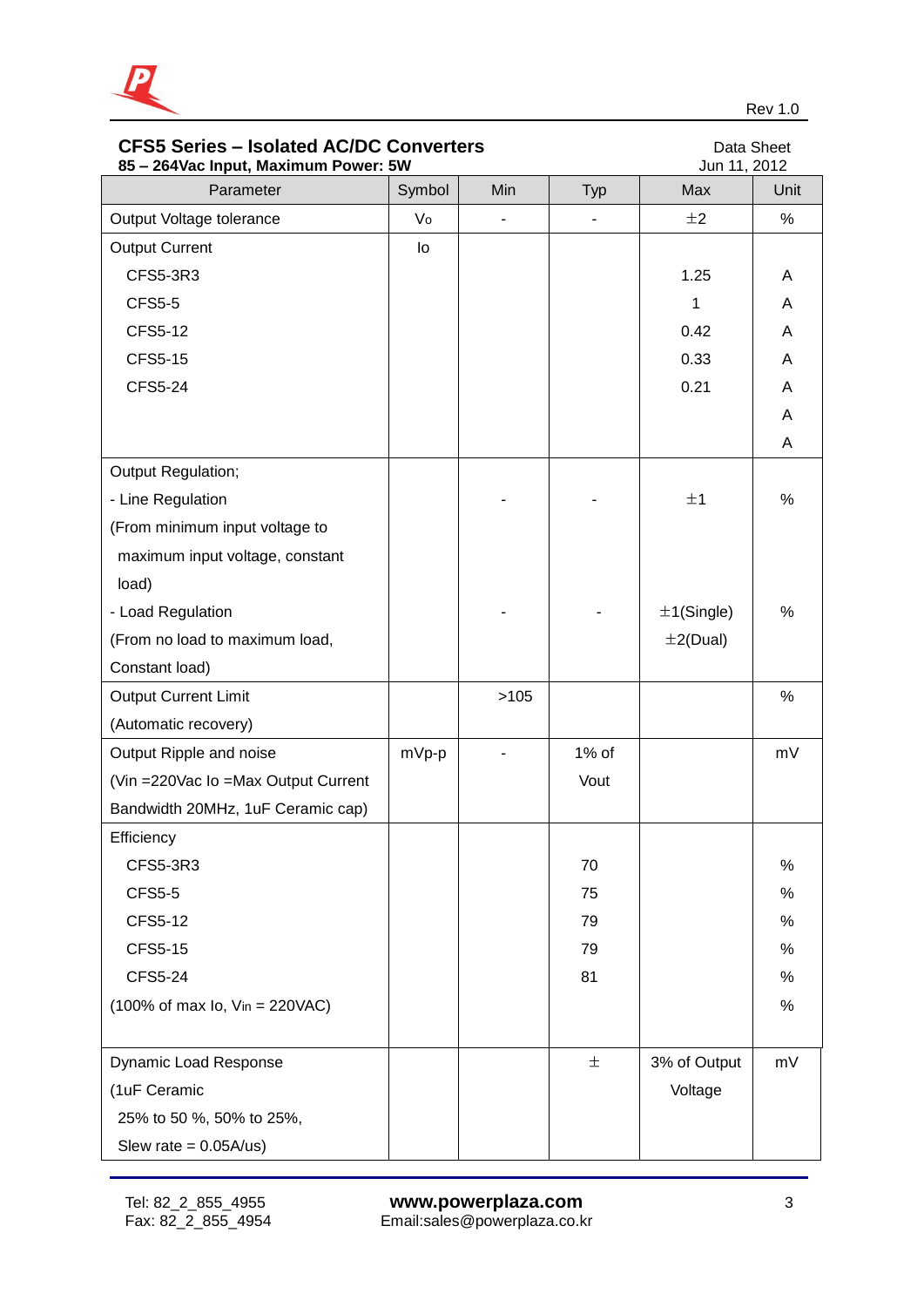## CFS5 Series – Isolated AC/DC Converters

**85 – 264Vac Input, Maximum Power: 5W**

Data Sheet
Jun 11, 2012

| Parameter | Symbol | Min | Typ | Max | Unit |
|---|---|---|---|---|---|
| Output Voltage tolerance | Vo | - | - | ±2 | % |
| Output Current | Io | | | | |
| CFS5-3R3 | | | | 1.25 | A |
| CFS5-5 | | | | 1 | A |
| CFS5-12 | | | | 0.42 | A |
| CFS5-15 | | | | 0.33 | A |
| CFS5-24 | | | | 0.21 | A |
| | | | | | A |
| | | | | | A |
| Output Regulation; | | | | | |
| - Line Regulation (From minimum input voltage to maximum input voltage, constant load) | | - | - | ±1 | % |
| - Load Regulation (From no load to maximum load, Constant load) | | - | - | ±1(Single) ±2(Dual) | % |
| Output Current Limit (Automatic recovery) | | >105 | | | % |
| Output Ripple and noise (Vin =220Vac Io =Max Output Current Bandwidth 20MHz, 1uF Ceramic cap) | mVp-p | - | 1% of Vout | | mV |
| Efficiency | | | | | |
| CFS5-3R3 | | | 70 | | % |
| CFS5-5 | | | 75 | | % |
| CFS5-12 | | | 79 | | % |
| CFS5-15 | | | 79 | | % |
| CFS5-24 | | | 81 | | % |
| (100% of max Io, Vin = 220VAC) | | | | | % |
| Dynamic Load Response (1uF Ceramic 25% to 50 %, 50% to 25%, Slew rate = 0.05A/us) | | | ± | 3% of Output Voltage | mV |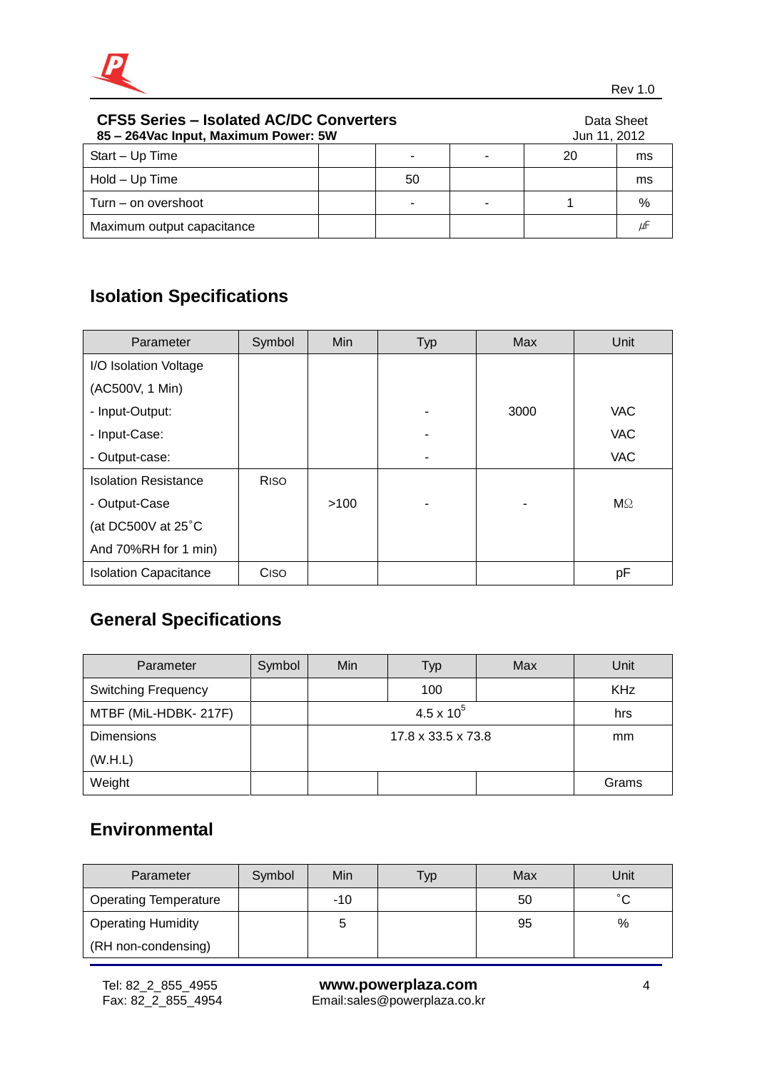| Start – Up Time | | - | - | 20 | ms |
|---|---|---|---|---|---|
| Hold – Up Time | | 50 | | | ms |
| Turn – on overshoot | | - | - | 1 | % |
| Maximum output capacitance | | | | | µF |

## Isolation Specifications

| Parameter | Symbol | Min | Typ | Max | Unit |
|---|---|---|---|---|---|
| I/O Isolation Voltage (AC500V, 1 Min) - Input-Output: - Input-Case: - Output-case: | | | - - - | 3000 | VAC VAC VAC |
| Isolation Resistance - Output-Case (at DC500V at 25˚C And 70%RH for 1 min) | RISO | >100 | - | - | MΩ |
| Isolation Capacitance | CISO | | | | pF |

## General Specifications

| Parameter | Symbol | Min | Typ | Max | Unit |
|---|---|---|---|---|---|
| Switching Frequency | | | 100 | | KHz |
| MTBF (MiL-HDBK- 217F) | | | $4.5 \times 10^5$ | | hrs |
| Dimensions (W.H.L) | | | 17.8 x 33.5 x 73.8 | | mm |
| Weight | | | | | Grams |

## Environmental

| Parameter | Symbol | Min | Typ | Max | Unit |
|---|---|---|---|---|---|
| Operating Temperature | | -10 | | 50 | ˚C |
| Operating Humidity (RH non-condensing) | | 5 | | 95 | % |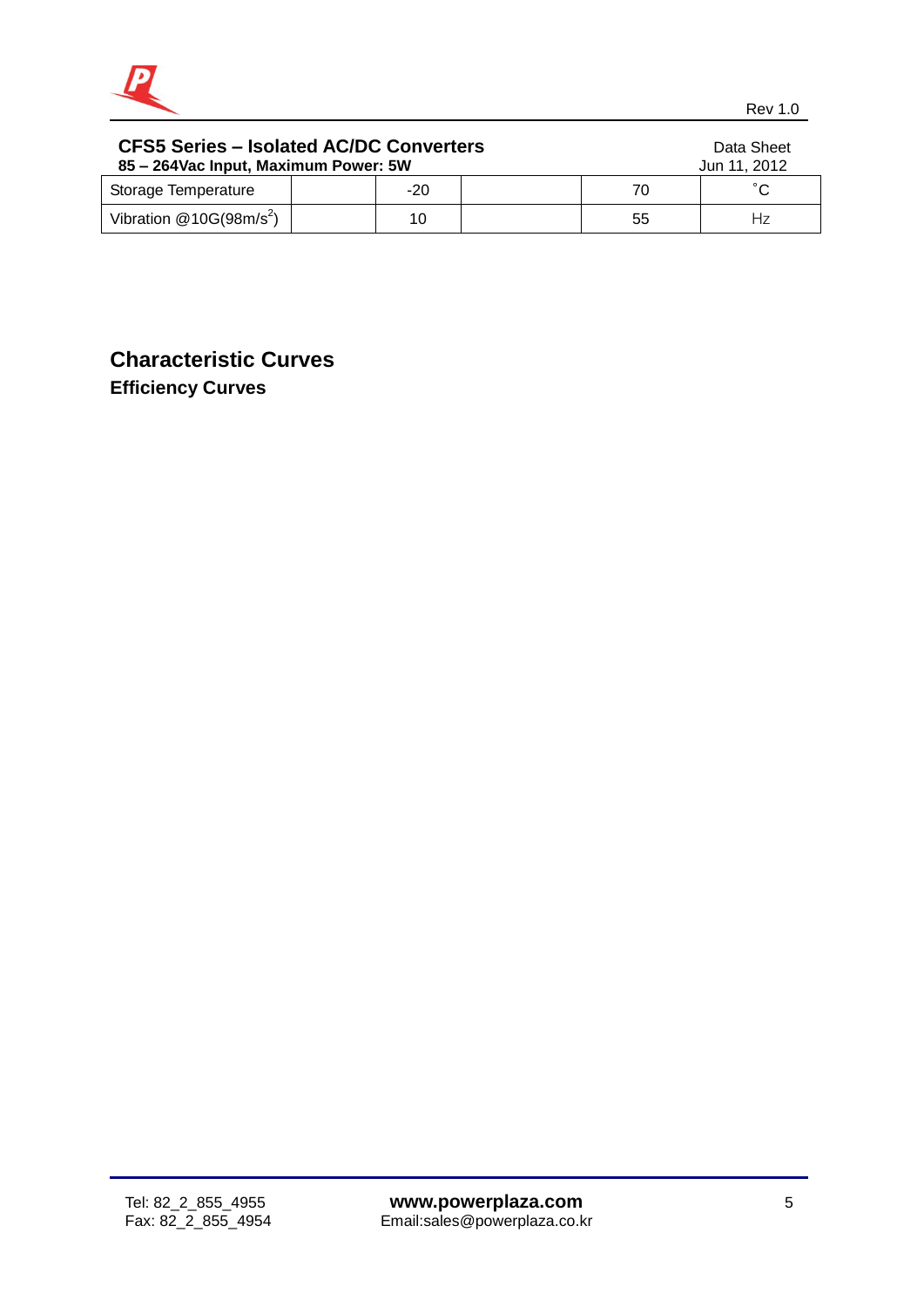| Storage Temperature | | -20 | | 70 | ˚C |
|---|---|---|---|---|---|
| Vibration @10G(98m/$s^2$) | | 10 | | 55 | Hz |

## Characteristic Curves

### Efficiency Curves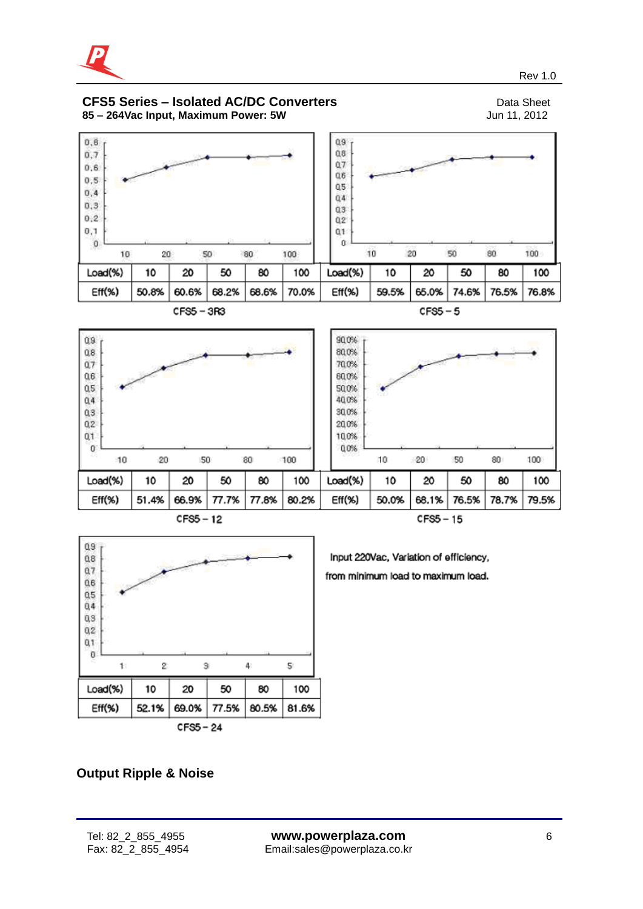### CFS5 Series – Isolated AC/DC Converters

**85 – 264Vac Input, Maximum Power: 5W**

Data Sheet
Jun 11, 2012

| Load(%) | 10 | 20 | 50 | 80 | 100 |
|---|---|---|---|---|---|
| Eff(%) | 50.8% | 60.6% | 68.2% | 68.6% | 70.0% |

CFS5 – 3R3

| Load(%) | 10 | 20 | 50 | 80 | 100 |
|---|---|---|---|---|---|
| Eff(%) | 59.5% | 65.0% | 74.6% | 76.5% | 76.8% |

CFS5 – 5

| Load(%) | 10 | 20 | 50 | 80 | 100 |
|---|---|---|---|---|---|
| Eff(%) | 51.4% | 66.9% | 77.7% | 77.8% | 80.2% |

CFS5 – 12

| Load(%) | 10 | 20 | 50 | 80 | 100 |
|---|---|---|---|---|---|
| Eff(%) | 50.0% | 68.1% | 76.5% | 78.7% | 79.5% |

CFS5 – 15

| Load(%) | 10 | 20 | 50 | 80 | 100 |
|---|---|---|---|---|---|
| Eff(%) | 52.1% | 69.0% | 77.5% | 80.5% | 81.6% |

CFS5 – 24

Input 220Vac, Variation of efficiency, from minimum load to maximum load.

## Output Ripple & Noise

Tel: 82_2_855_4955
Fax: 82_2_855_4954

**www.powerplaza.com**
Email:sales@powerplaza.co.kr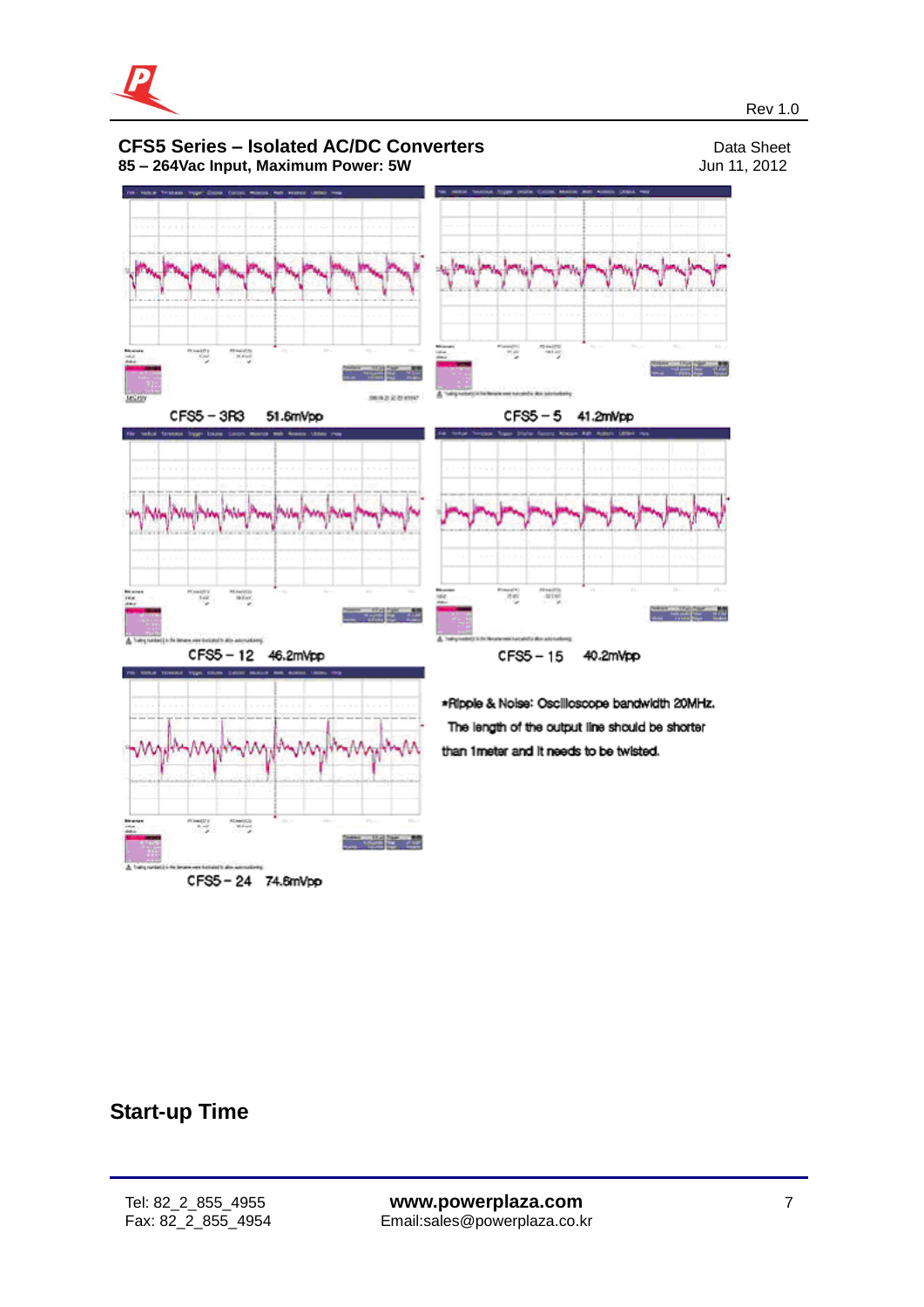CFS5 – 3R3 51.6mVpp

CFS5 – 5 41.2mVpp

CFS5 – 12 46.2mVpp

CFS5 – 15 40.2mVpp

CFS5 – 24 74.6mVpp

*Ripple & Noise: Oscilloscope bandwidth 20MHz.
The length of the output line should be shorter than 1meter and it needs to be twisted.

## Start-up Time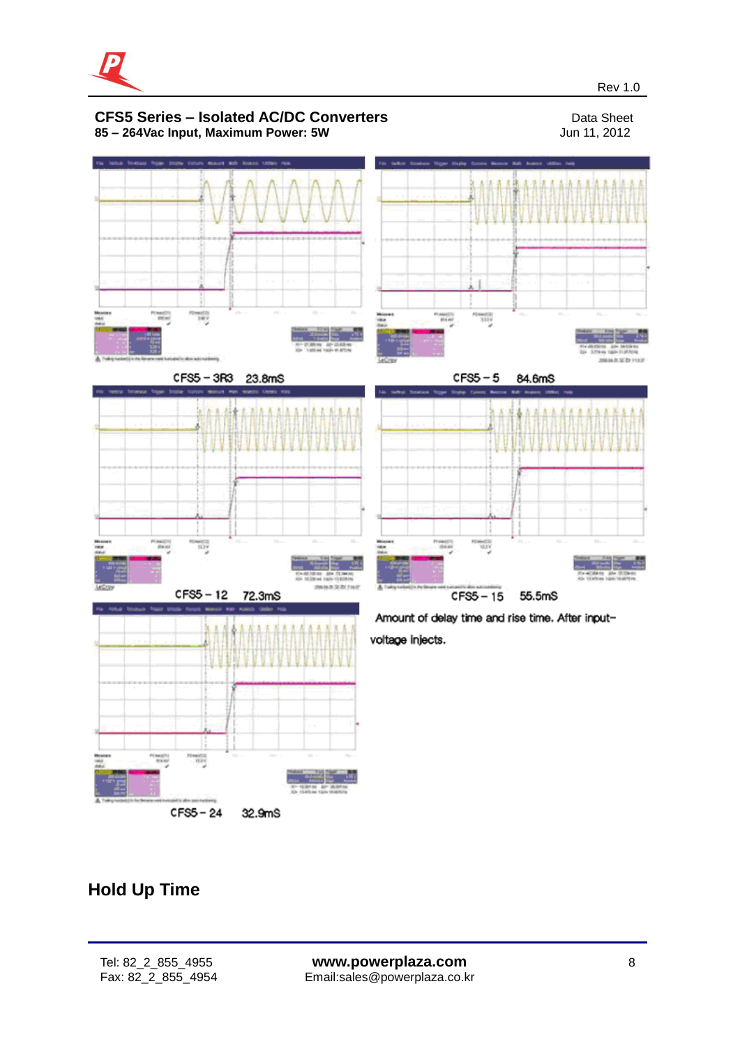# CFS5 Series – Isolated AC/DC Converters

**85 – 264Vac Input, Maximum Power: 5W**

Data Sheet
Jun 11, 2012

Rev 1.0

CFS5 – 3R3 23.8mS

CFS5 – 5 84.6mS

CFS5 – 12 72.3mS

CFS5 – 15 55.5mS

Amount of delay time and rise time. After input-voltage injects.

CFS5 – 24 32.9mS

## Hold Up Time

Tel: 82_2_855_4955
Fax: 82_2_855_4954

**www.powerplaza.com**
Email:sales@powerplaza.co.kr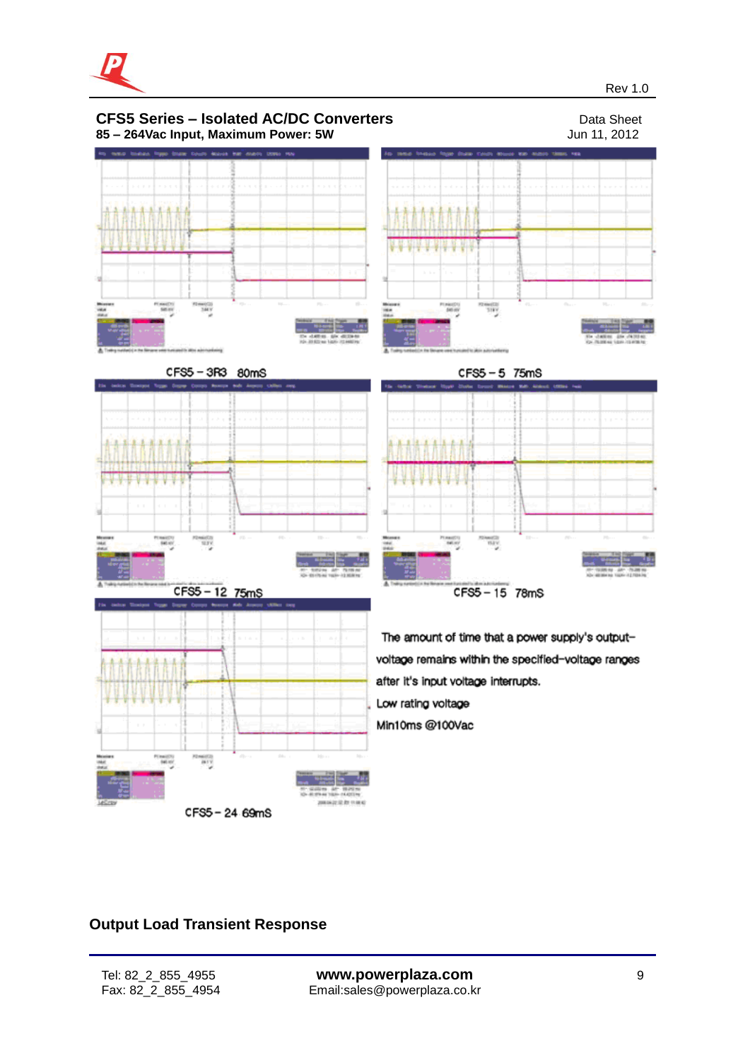# CFS5 Series – Isolated AC/DC Converters

**85 – 264Vac Input, Maximum Power: 5W**

Data Sheet
Jun 11, 2012

CFS5 – 3R3 80mS

CFS5 – 5 75mS

CFS5 – 12 75mS

CFS5 – 15 78mS

CFS5 – 24 69mS

The amount of time that a power supply's output-voltage remains within the specified-voltage ranges after it's input voltage interrupts.

Low rating voltage

Min10ms @100Vac

## Output Load Transient Response

Tel: 82_2_855_4955
Fax: 82_2_855_4954

**www.powerplaza.com**
Email:sales@powerplaza.co.kr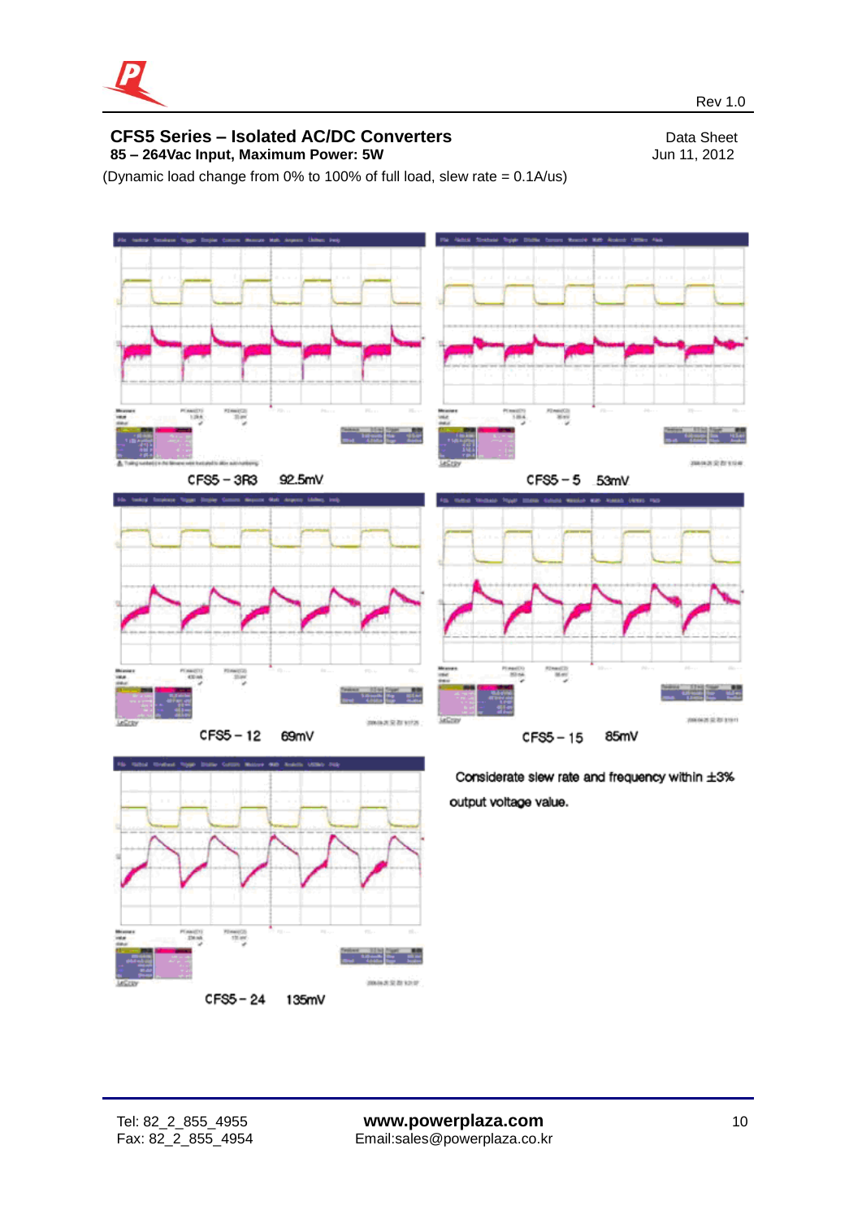(Dynamic load change from 0% to 100% of full load, slew rate = 0.1A/us)

CFS5 – 3R3    92.5mV

CFS5 – 5    53mV

CFS5 – 12    69mV

CFS5 – 15    85mV

CFS5 – 24    135mV

Considerate slew rate and frequency within ±3% output voltage value.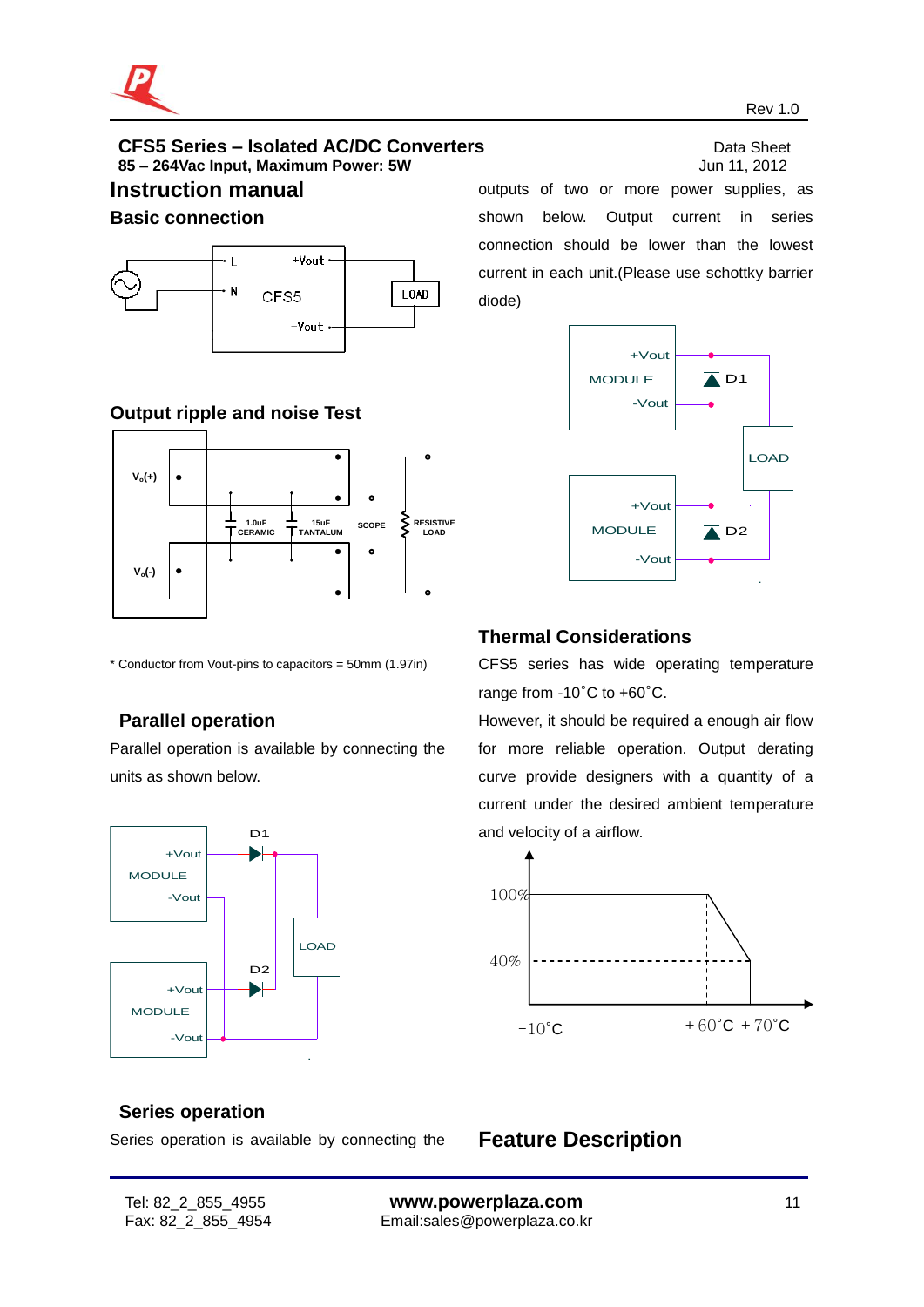# CFS5 Series – Isolated AC/DC Converters

**85 – 264Vac Input, Maximum Power: 5W**

Data Sheet
Jun 11, 2012

## Instruction manual

### Basic connection

### Output ripple and noise Test

* Conductor from Vout-pins to capacitors = 50mm (1.97in)

### Parallel operation

Parallel operation is available by connecting the units as shown below.

### Series operation

Series operation is available by connecting the outputs of two or more power supplies, as shown below. Output current in series connection should be lower than the lowest current in each unit.(Please use schottky barrier diode)

### Thermal Considerations

CFS5 series has wide operating temperature range from -10˚C to +60˚C.

However, it should be required a enough air flow for more reliable operation. Output derating curve provide designers with a quantity of a current under the desired ambient temperature and velocity of a airflow.

## Feature Description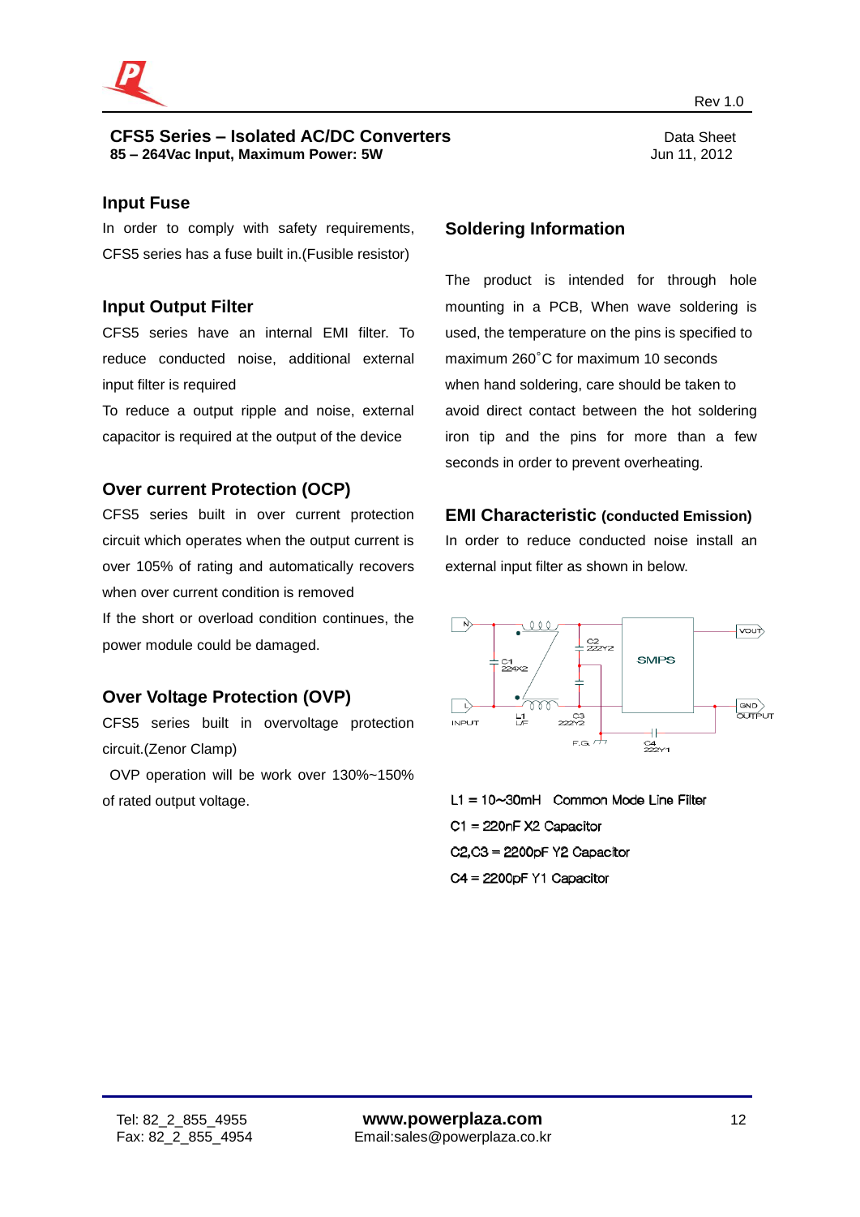## Input Fuse

In order to comply with safety requirements, CFS5 series has a fuse built in.(Fusible resistor)

## Input Output Filter

CFS5 series have an internal EMI filter. To reduce conducted noise, additional external input filter is required

To reduce a output ripple and noise, external capacitor is required at the output of the device

## Over current Protection (OCP)

CFS5 series built in over current protection circuit which operates when the output current is over 105% of rating and automatically recovers when over current condition is removed

If the short or overload condition continues, the power module could be damaged.

## Over Voltage Protection (OVP)

CFS5 series built in overvoltage protection circuit.(Zenor Clamp)

OVP operation will be work over 130%~150% of rated output voltage.

## Soldering Information

The product is intended for through hole mounting in a PCB, When wave soldering is used, the temperature on the pins is specified to maximum 260˚C for maximum 10 seconds when hand soldering, care should be taken to avoid direct contact between the hot soldering iron tip and the pins for more than a few seconds in order to prevent overheating.

## EMI Characteristic (conducted Emission)

In order to reduce conducted noise install an external input filter as shown in below.

L1 = 10~30mH Common Mode Line Filter

C1 = 220nF X2 Capacitor

C2,C3 = 2200pF Y2 Capacitor

C4 = 2200pF Y1 Capacitor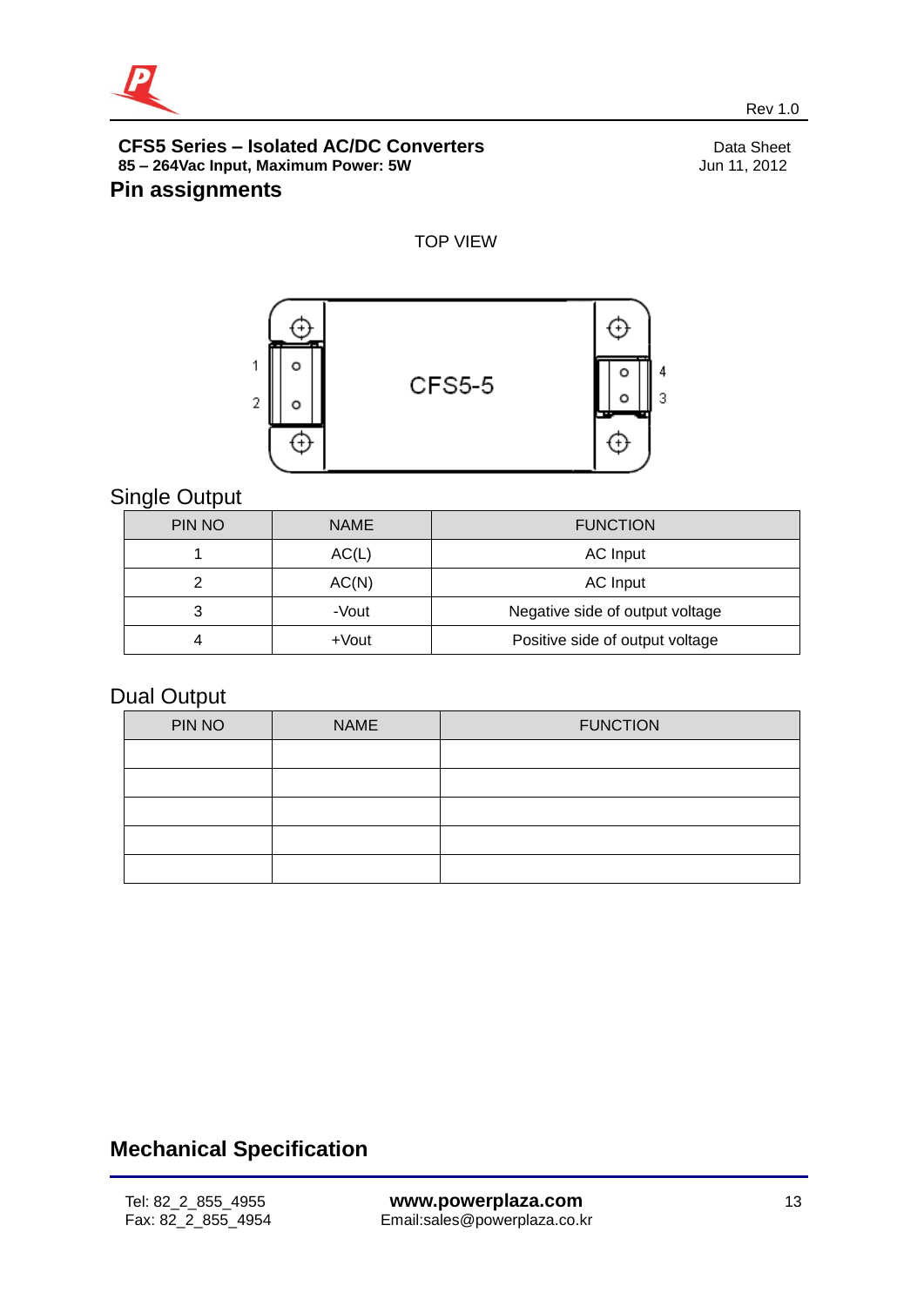## CFS5 Series – Isolated AC/DC Converters

**85 – 264Vac Input, Maximum Power: 5W**

Data Sheet
Jun 11, 2012

## Pin assignments

TOP VIEW

CFS5-5

### Single Output

| PIN NO | NAME | FUNCTION |
| --- | --- | --- |
| 1 | AC(L) | AC Input |
| 2 | AC(N) | AC Input |
| 3 | -Vout | Negative side of output voltage |
| 4 | +Vout | Positive side of output voltage |

### Dual Output

| PIN NO | NAME | FUNCTION |
| --- | --- | --- |
| | | |
| | | |
| | | |
| | | |
| | | |

## Mechanical Specification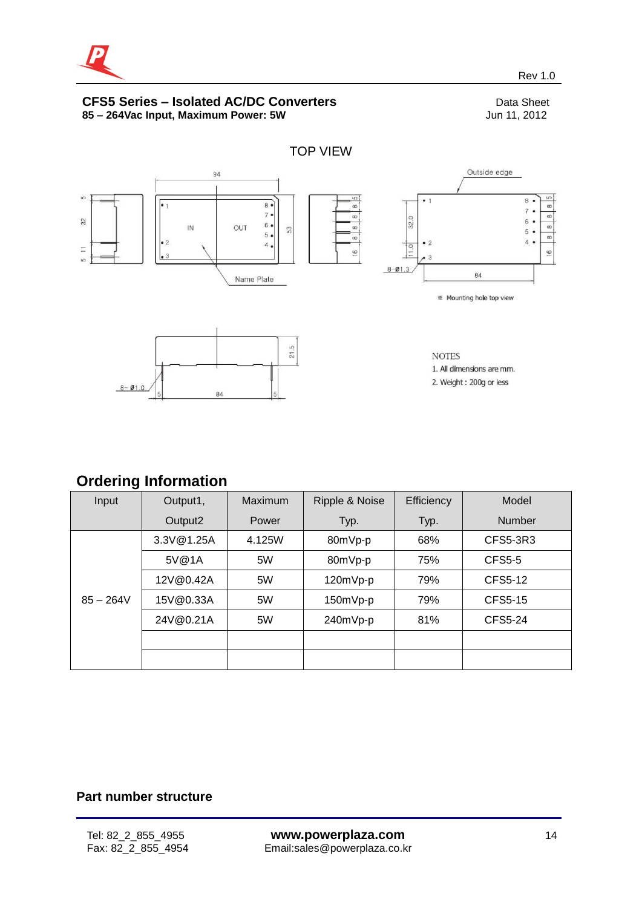# CFS5 Series – Isolated AC/DC Converters

**85 – 264Vac Input, Maximum Power: 5W**

Data Sheet
Jun 11, 2012

TOP VIEW

※ Mounting hole top view

NOTES
1. All dimensions are mm.
2. Weight : 200g or less

## Ordering Information

| Input | Output1, Output2 | Maximum Power | Ripple & Noise Typ. | Efficiency Typ. | Model Number |
|---|---|---|---|---|---|
| 85 – 264V | 3.3V@1.25A | 4.125W | 80mVp-p | 68% | CFS5-3R3 |
| | 5V@1A | 5W | 80mVp-p | 75% | CFS5-5 |
| | 12V@0.42A | 5W | 120mVp-p | 79% | CFS5-12 |
| | 15V@0.33A | 5W | 150mVp-p | 79% | CFS5-15 |
| | 24V@0.21A | 5W | 240mVp-p | 81% | CFS5-24 |
| | | | | | |
| | | | | | |

## Part number structure

Tel: 82_2_855_4955
Fax: 82_2_855_4954

**www.powerplaza.com**
Email:sales@powerplaza.co.kr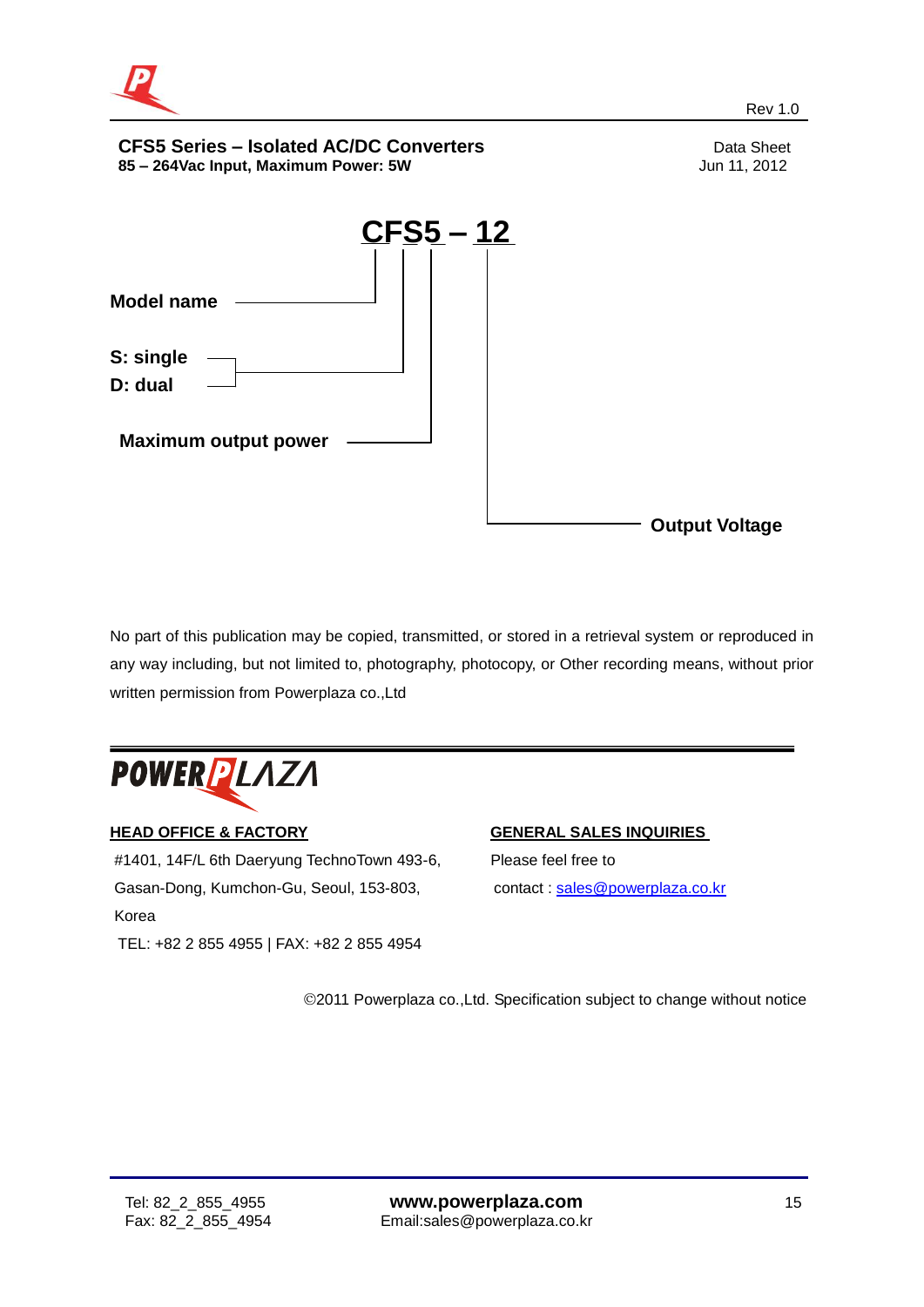Rev 1.0

**CFS5 Series – Isolated AC/DC Converters**
**85 – 264Vac Input, Maximum Power: 5W**

Data Sheet
Jun 11, 2012

**CFS5 – 12**

**Model name**

**S: single**
**D: dual**

**Maximum output power**

**Output Voltage**

No part of this publication may be copied, transmitted, or stored in a retrieval system or reproduced in any way including, but not limited to, photography, photocopy, or Other recording means, without prior written permission from Powerplaza co.,Ltd

**POWER PLAZA**

**HEAD OFFICE & FACTORY**

#1401, 14F/L 6th Daeryung TechnoTown 493-6,
Gasan-Dong, Kumchon-Gu, Seoul, 153-803,
Korea
TEL: +82 2 855 4955 | FAX: +82 2 855 4954

**GENERAL SALES INQUIRIES**

Please feel free to
contact : sales@powerplaza.co.kr

©2011 Powerplaza co.,Ltd. Specification subject to change without notice

Tel: 82_2_855_4955
Fax: 82_2_855_4954

**www.powerplaza.com**
Email:sales@powerplaza.co.kr